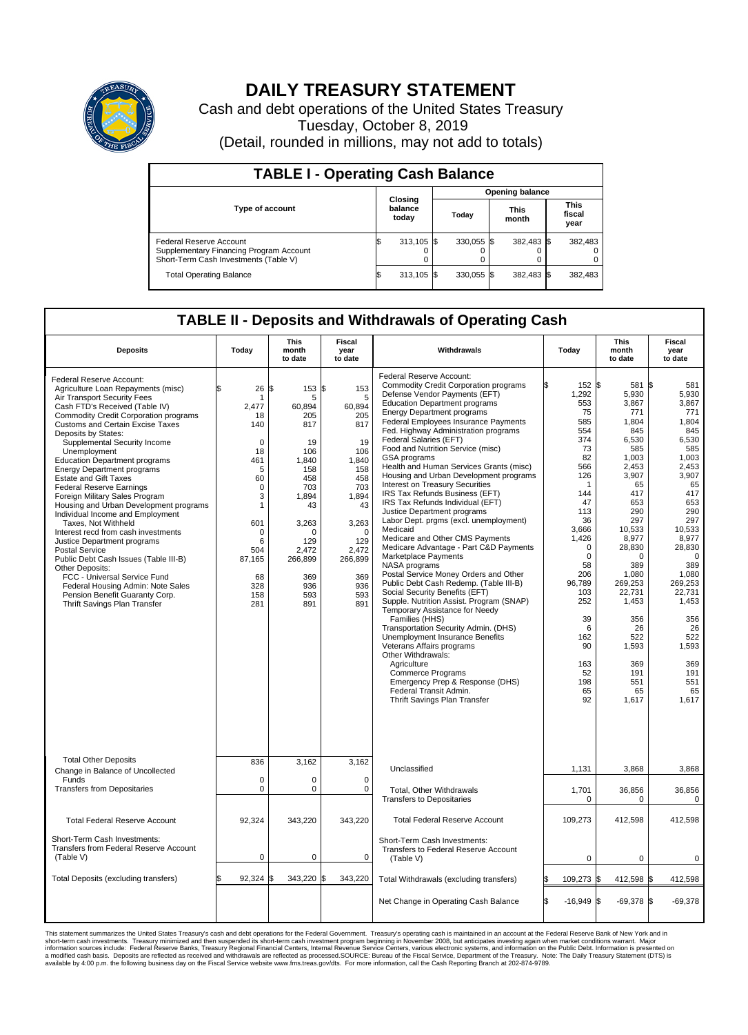# DAILY TREASURY STATEMENT

Cash and debt operations of the United States Treasury

Tuesday, October 8, 2019

(Detail, rounded in millions, may not add to totals)

## TABLE I - Operating Cash Balance

| Type of account | Closing balance today | Opening balance Today | Opening balance This month | Opening balance This fiscal year |
|---|---|---|---|---|
| Federal Reserve Account | $ 313,105 | $ 330,055 | $ 382,483 | $ 382,483 |
| Supplementary Financing Program Account | 0 | 0 | 0 | 0 |
| Short-Term Cash Investments (Table V) | 0 | 0 | 0 | 0 |
| Total Operating Balance | $ 313,105 | $ 330,055 | $ 382,483 | $ 382,483 |

## TABLE II - Deposits and Withdrawals of Operating Cash

| Deposits | Today | This month to date | Fiscal year to date | Withdrawals | Today | This month to date | Fiscal year to date |
|---|---|---|---|---|---|---|---|
| Federal Reserve Account: | | | | Federal Reserve Account: | | | |
| Agriculture Loan Repayments (misc) | $ 26 | $ 153 | $ 153 | Commodity Credit Corporation programs | $ 152 | $ 581 | $ 581 |
| Air Transport Security Fees | 1 | 5 | 5 | Defense Vendor Payments (EFT) | 1,292 | 5,930 | 5,930 |
| Cash FTD's Received (Table IV) | 2,477 | 60,894 | 60,894 | Education Department programs | 553 | 3,867 | 3,867 |
| Commodity Credit Corporation programs | 18 | 205 | 205 | Energy Department programs | 75 | 771 | 771 |
| Customs and Certain Excise Taxes | 140 | 817 | 817 | Federal Employees Insurance Payments | 585 | 1,804 | 1,804 |
| Deposits by States: | | | | Fed. Highway Administration programs | 554 | 845 | 845 |
| Supplemental Security Income | 0 | 19 | 19 | Federal Salaries (EFT) | 374 | 6,530 | 6,530 |
| Unemployment | 18 | 106 | 106 | Food and Nutrition Service (misc) | 73 | 585 | 585 |
| Education Department programs | 461 | 1,840 | 1,840 | GSA programs | 82 | 1,003 | 1,003 |
| Energy Department programs | 5 | 158 | 158 | Health and Human Services Grants (misc) | 566 | 2,453 | 2,453 |
| Estate and Gift Taxes | 60 | 458 | 458 | Housing and Urban Development programs | 126 | 3,907 | 3,907 |
| Federal Reserve Earnings | 0 | 703 | 703 | Interest on Treasury Securities | 1 | 65 | 65 |
| Foreign Military Sales Program | 3 | 1,894 | 1,894 | IRS Tax Refunds Business (EFT) | 144 | 417 | 417 |
| Housing and Urban Development programs | 1 | 43 | 43 | IRS Tax Refunds Individual (EFT) | 47 | 653 | 653 |
| Individual Income and Employment Taxes, Not Withheld | 601 | 3,263 | 3,263 | Justice Department programs | 113 | 290 | 290 |
| Interest recd from cash investments | 0 | 0 | 0 | Labor Dept. prgms (excl. unemployment) | 36 | 297 | 297 |
| Justice Department programs | 6 | 129 | 129 | Medicaid | 3,666 | 10,533 | 10,533 |
| Postal Service | 504 | 2,472 | 2,472 | Medicare and Other CMS Payments | 1,426 | 8,977 | 8,977 |
| Public Debt Cash Issues (Table III-B) | 87,165 | 266,899 | 266,899 | Medicare Advantage - Part C&D Payments | 0 | 28,830 | 28,830 |
| Other Deposits: | | | | Marketplace Payments | 0 | 0 | 0 |
| FCC - Universal Service Fund | 68 | 369 | 369 | NASA programs | 58 | 389 | 389 |
| Federal Housing Admin: Note Sales | 328 | 936 | 936 | Postal Service Money Orders and Other | 206 | 1,080 | 1,080 |
| Pension Benefit Guaranty Corp. | 158 | 593 | 593 | Public Debt Cash Redemp. (Table III-B) | 96,789 | 269,253 | 269,253 |
| Thrift Savings Plan Transfer | 281 | 891 | 891 | Social Security Benefits (EFT) | 103 | 22,731 | 22,731 |
| | | | | Supple. Nutrition Assist. Program (SNAP) | 252 | 1,453 | 1,453 |
| | | | | Temporary Assistance for Needy Families (HHS) | 39 | 356 | 356 |
| | | | | Transportation Security Admin. (DHS) | 6 | 26 | 26 |
| | | | | Unemployment Insurance Benefits | 162 | 522 | 522 |
| | | | | Veterans Affairs programs | 90 | 1,593 | 1,593 |
| | | | | Other Withdrawals: | | | |
| | | | | Agriculture | 163 | 369 | 369 |
| | | | | Commerce Programs | 52 | 191 | 191 |
| | | | | Emergency Prep & Response (DHS) | 198 | 551 | 551 |
| | | | | Federal Transit Admin. | 65 | 65 | 65 |
| | | | | Thrift Savings Plan Transfer | 92 | 1,617 | 1,617 |
| Total Other Deposits | 836 | 3,162 | 3,162 | Unclassified | 1,131 | 3,868 | 3,868 |
| Change in Balance of Uncollected Funds | 0 | 0 | 0 | | | | |
| Transfers from Depositaries | 0 | 0 | 0 | Total, Other Withdrawals | 1,701 | 36,856 | 36,856 |
| | | | | Transfers to Depositaries | 0 | 0 | 0 |
| Total Federal Reserve Account | 92,324 | 343,220 | 343,220 | Total Federal Reserve Account | 109,273 | 412,598 | 412,598 |
| Short-Term Cash Investments: Transfers from Federal Reserve Account (Table V) | 0 | 0 | 0 | Short-Term Cash Investments: Transfers to Federal Reserve Account (Table V) | 0 | 0 | 0 |
| Total Deposits (excluding transfers) | $ 92,324 | $ 343,220 | $ 343,220 | Total Withdrawals (excluding transfers) | $ 109,273 | $ 412,598 | $ 412,598 |
| | | | | Net Change in Operating Cash Balance | $ -16,949 | $ -69,378 | $ -69,378 |

This statement summarizes the United States Treasury's cash and debt operations for the Federal Government. Treasury's operating cash is maintained in an account at the Federal Reserve Bank of New York and in short-term cash investments. Treasury minimized and then suspended its short-term cash investment program beginning in November 2008, but anticipates investing again when market conditions warrant. Major information sources include: Federal Reserve Banks, Treasury Regional Financial Centers, Internal Revenue Service Centers, various electronic systems, and information on the Public Debt. Information is presented on a modified cash basis. Deposits are reflected as received and withdrawals are reflected as processed.SOURCE: Bureau of the Fiscal Service, Department of the Treasury. Note: The Daily Treasury Statement (DTS) is available by 4:00 p.m. the following business day on the Fiscal Service website www.fms.treas.gov/dts. For more information, call the Cash Reporting Branch at 202-874-9789.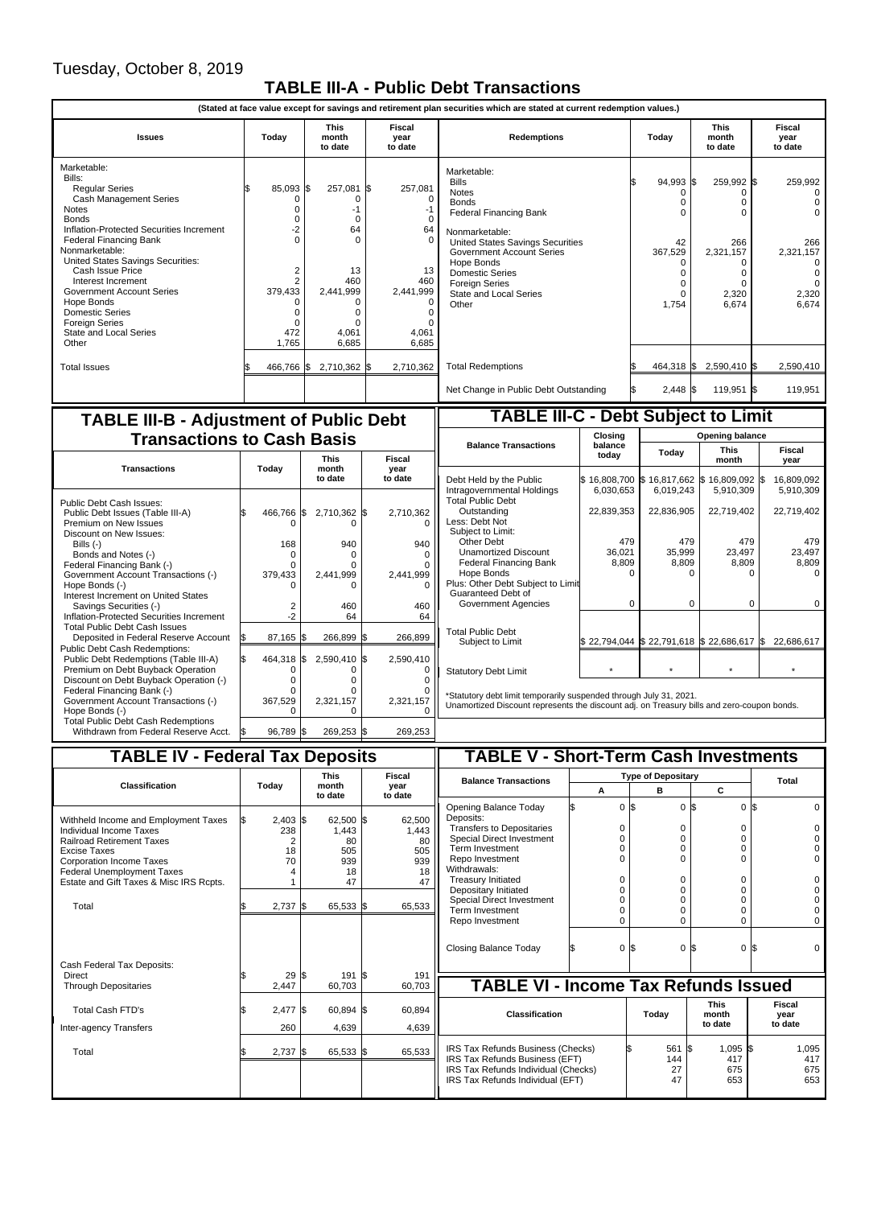Tuesday, October 8, 2019

# TABLE III-A - Public Debt Transactions

(Stated at face value except for savings and retirement plan securities which are stated at current redemption values.)

| Issues | Today | This month to date | Fiscal year to date |
|---|---|---|---|
| Marketable: | | | |
| Bills: | | | |
| Regular Series | $ 85,093 | $ 257,081 | $ 257,081 |
| Cash Management Series | 0 | 0 | 0 |
| Notes | 0 | -1 | -1 |
| Bonds | 0 | 0 | 0 |
| Inflation-Protected Securities Increment | -2 | 64 | 64 |
| Federal Financing Bank | 0 | 0 | 0 |
| Nonmarketable: | | | |
| United States Savings Securities: | | | |
| Cash Issue Price | 2 | 13 | 13 |
| Interest Increment | 2 | 460 | 460 |
| Government Account Series | 379,433 | 2,441,999 | 2,441,999 |
| Hope Bonds | 0 | 0 | 0 |
| Domestic Series | 0 | 0 | 0 |
| Foreign Series | 0 | 0 | 0 |
| State and Local Series | 472 | 4,061 | 4,061 |
| Other | 1,765 | 6,685 | 6,685 |
| Total Issues | $ 466,766 | $ 2,710,362 | $ 2,710,362 |

| Redemptions | Today | This month to date | Fiscal year to date |
|---|---|---|---|
| Marketable: | | | |
| Bills | $ 94,993 | $ 259,992 | $ 259,992 |
| Notes | 0 | 0 | 0 |
| Bonds | 0 | 0 | 0 |
| Federal Financing Bank | 0 | 0 | 0 |
| Nonmarketable: | | | |
| United States Savings Securities | 42 | 266 | 266 |
| Government Account Series | 367,529 | 2,321,157 | 2,321,157 |
| Hope Bonds | 0 | 0 | 0 |
| Domestic Series | 0 | 0 | 0 |
| Foreign Series | 0 | 0 | 0 |
| State and Local Series | 0 | 2,320 | 2,320 |
| Other | 1,754 | 6,674 | 6,674 |
| Total Redemptions | $ 464,318 | $ 2,590,410 | $ 2,590,410 |
| Net Change in Public Debt Outstanding | $ 2,448 | $ 119,951 | $ 119,951 |

# TABLE III-B - Adjustment of Public Debt Transactions to Cash Basis

| Transactions | Today | This month to date | Fiscal year to date |
|---|---|---|---|
| Public Debt Cash Issues: | | | |
| Public Debt Issues (Table III-A) | $ 466,766 | $ 2,710,362 | $ 2,710,362 |
| Premium on New Issues | 0 | 0 | 0 |
| Discount on New Issues: | | | |
| Bills (-) | 168 | 940 | 940 |
| Bonds and Notes (-) | 0 | 0 | 0 |
| Federal Financing Bank (-) | 0 | 0 | 0 |
| Government Account Transactions (-) | 379,433 | 2,441,999 | 2,441,999 |
| Hope Bonds (-) | 0 | 0 | 0 |
| Interest Increment on United States Savings Securities (-) | 2 | 460 | 460 |
| Inflation-Protected Securities Increment | -2 | 64 | 64 |
| Total Public Debt Cash Issues Deposited in Federal Reserve Account | $ 87,165 | $ 266,899 | $ 266,899 |
| Public Debt Cash Redemptions: | | | |
| Public Debt Redemptions (Table III-A) | $ 464,318 | $ 2,590,410 | $ 2,590,410 |
| Premium on Debt Buyback Operation | 0 | 0 | 0 |
| Discount on Debt Buyback Operation (-) | 0 | 0 | 0 |
| Federal Financing Bank (-) | 0 | 0 | 0 |
| Government Account Transactions (-) | 367,529 | 2,321,157 | 2,321,157 |
| Hope Bonds (-) | 0 | 0 | 0 |
| Total Public Debt Cash Redemptions Withdrawn from Federal Reserve Acct. | $ 96,789 | $ 269,253 | $ 269,253 |

# TABLE III-C - Debt Subject to Limit

| Balance Transactions | Closing balance today | Opening balance Today | Opening balance This month | Opening balance Fiscal year |
|---|---|---|---|---|
| Debt Held by the Public | $ 16,808,700 | $ 16,817,662 | $ 16,809,092 | $ 16,809,092 |
| Intragovernmental Holdings | 6,030,653 | 6,019,243 | 5,910,309 | 5,910,309 |
| Total Public Debt Outstanding | 22,839,353 | 22,836,905 | 22,719,402 | 22,719,402 |
| Less: Debt Not Subject to Limit: | | | | |
| Other Debt | 479 | 479 | 479 | 479 |
| Unamortized Discount | 36,021 | 35,999 | 23,497 | 23,497 |
| Federal Financing Bank | 8,809 | 8,809 | 8,809 | 8,809 |
| Hope Bonds | 0 | 0 | 0 | 0 |
| Plus: Other Debt Subject to Limit | | | | |
| Guaranteed Debt of Government Agencies | 0 | 0 | 0 | 0 |
| Total Public Debt Subject to Limit | $ 22,794,044 | $ 22,791,618 | $ 22,686,617 | $ 22,686,617 |
| Statutory Debt Limit | * | * | * | * |

*Statutory debt limit temporarily suspended through July 31, 2021.
Unamortized Discount represents the discount adj. on Treasury bills and zero-coupon bonds.

# TABLE IV - Federal Tax Deposits

| Classification | Today | This month to date | Fiscal year to date |
|---|---|---|---|
| Withheld Income and Employment Taxes | $ 2,403 | $ 62,500 | $ 62,500 |
| Individual Income Taxes | 238 | 1,443 | 1,443 |
| Railroad Retirement Taxes | 2 | 80 | 80 |
| Excise Taxes | 18 | 505 | 505 |
| Corporation Income Taxes | 70 | 939 | 939 |
| Federal Unemployment Taxes | 4 | 18 | 18 |
| Estate and Gift Taxes & Misc IRS Rcpts. | 1 | 47 | 47 |
| Total | $ 2,737 | $ 65,533 | $ 65,533 |
| Cash Federal Tax Deposits: | | | |
| Direct | $ 29 | $ 191 | $ 191 |
| Through Depositaries | 2,447 | 60,703 | 60,703 |
| Total Cash FTD's | $ 2,477 | $ 60,894 | $ 60,894 |
| Inter-agency Transfers | 260 | 4,639 | 4,639 |
| Total | $ 2,737 | $ 65,533 | $ 65,533 |

# TABLE V - Short-Term Cash Investments

| Balance Transactions | Type of Depositary A | Type of Depositary B | Type of Depositary C | Total |
|---|---|---|---|---|
| Opening Balance Today | $ 0 | $ 0 | $ 0 | $ 0 |
| Deposits: | | | | |
| Transfers to Depositaries | 0 | 0 | 0 | 0 |
| Special Direct Investment | 0 | 0 | 0 | 0 |
| Term Investment | 0 | 0 | 0 | 0 |
| Repo Investment | 0 | 0 | 0 | 0 |
| Withdrawals: | | | | |
| Treasury Initiated | 0 | 0 | 0 | 0 |
| Depositary Initiated | 0 | 0 | 0 | 0 |
| Special Direct Investment | 0 | 0 | 0 | 0 |
| Term Investment | 0 | 0 | 0 | 0 |
| Repo Investment | 0 | 0 | 0 | 0 |
| Closing Balance Today | $ 0 | $ 0 | $ 0 | $ 0 |

# TABLE VI - Income Tax Refunds Issued

| Classification | Today | This month to date | Fiscal year to date |
|---|---|---|---|
| IRS Tax Refunds Business (Checks) | $ 561 | $ 1,095 | $ 1,095 |
| IRS Tax Refunds Business (EFT) | 144 | 417 | 417 |
| IRS Tax Refunds Individual (Checks) | 27 | 675 | 675 |
| IRS Tax Refunds Individual (EFT) | 47 | 653 | 653 |